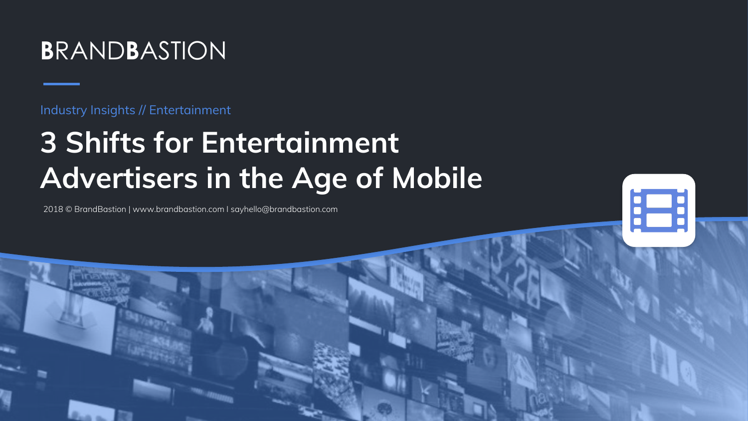BRANDBASTION

Industry Insights // Entertainment

# 3 Shifts for Entertainment Advertisers in the Age of Mobile

2018 © BrandBastion | www.brandbastion.com I sayhello@brandbastion.com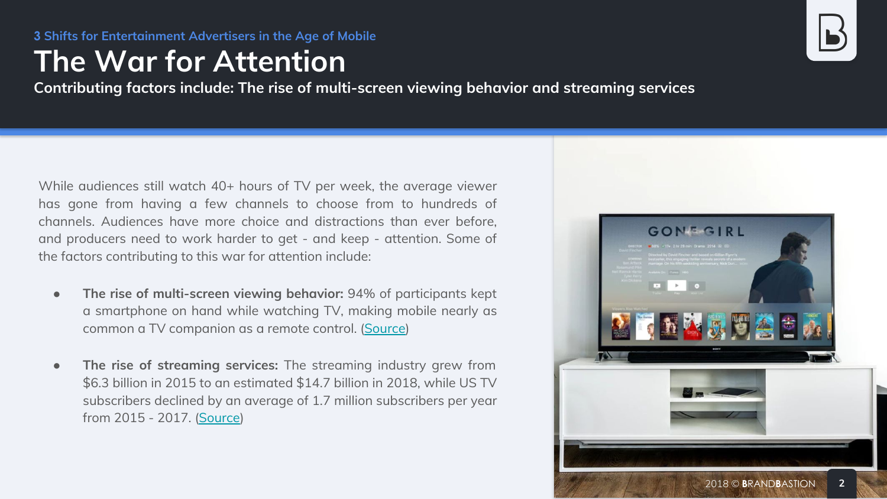3 Shifts for Entertainment Advertisers in the Age of Mobile

# The War for Attention

**Contributing factors include: The rise of multi-screen viewing behavior and streaming services**

While audiences still watch 40+ hours of TV per week, the average viewer has gone from having a few channels to choose from to hundreds of channels. Audiences have more choice and distractions than ever before, and producers need to work harder to get - and keep - attention. Some of the factors contributing to this war for attention include:

- **The rise of multi-screen viewing behavior:** 94% of participants kept a smartphone on hand while watching TV, making mobile nearly as common a TV companion as a remote control. (Source)

- **The rise of streaming services:** The streaming industry grew from $6.3 billion in 2015 to an estimated $14.7 billion in 2018, while US TV subscribers declined by an average of 1.7 million subscribers per year from 2015 - 2017. (Source)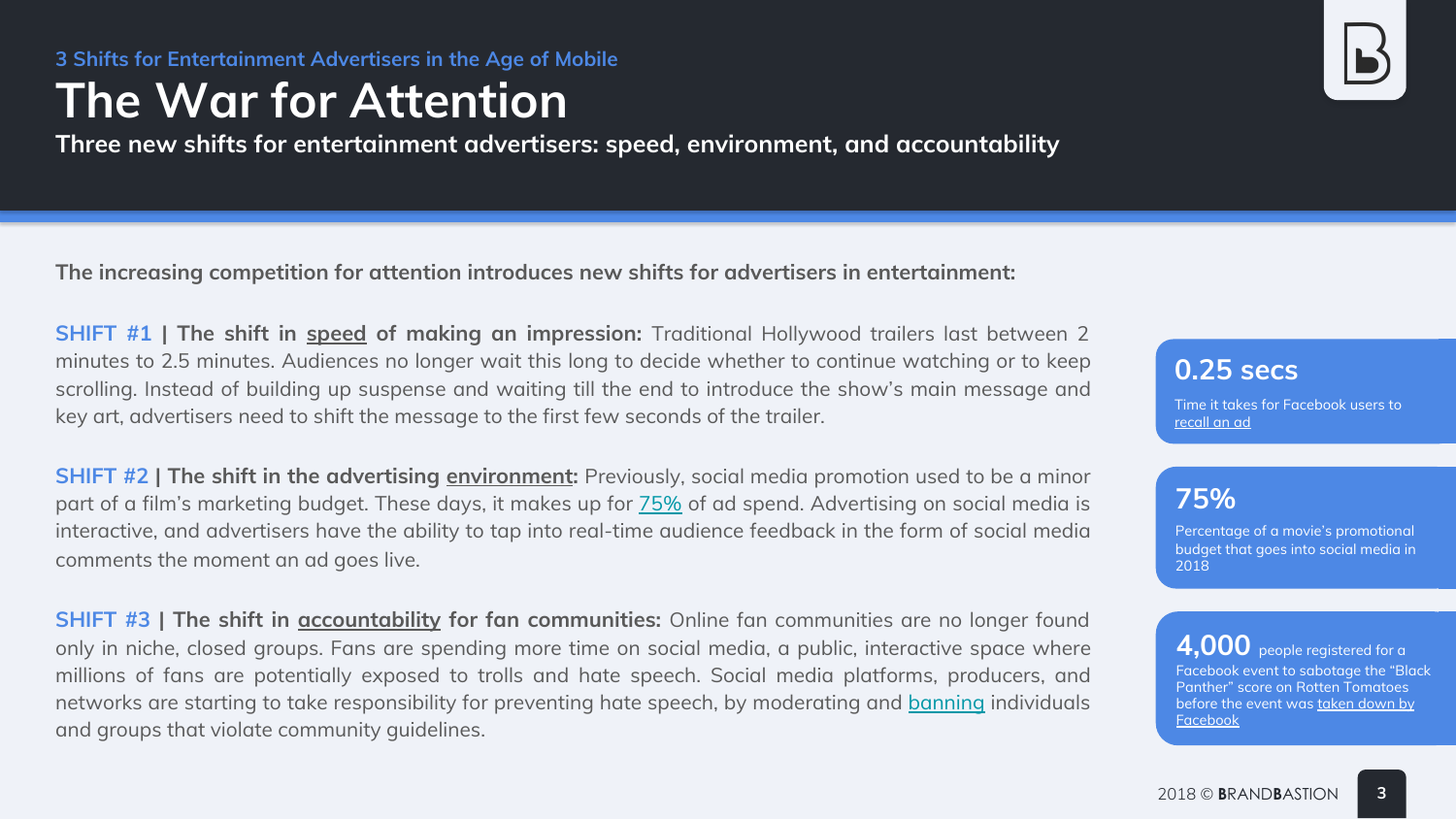3 Shifts for Entertainment Advertisers in the Age of Mobile

# The War for Attention

**Three new shifts for entertainment advertisers: speed, environment, and accountability**

**The increasing competition for attention introduces new shifts for advertisers in entertainment:**

**SHIFT #1 | The shift in speed of making an impression:** Traditional Hollywood trailers last between 2 minutes to 2.5 minutes. Audiences no longer wait this long to decide whether to continue watching or to keep scrolling. Instead of building up suspense and waiting till the end to introduce the show's main message and key art, advertisers need to shift the message to the first few seconds of the trailer.

**SHIFT #2 | The shift in the advertising environment:** Previously, social media promotion used to be a minor part of a film's marketing budget. These days, it makes up for 75% of ad spend. Advertising on social media is interactive, and advertisers have the ability to tap into real-time audience feedback in the form of social media comments the moment an ad goes live.

**SHIFT #3 | The shift in accountability for fan communities:** Online fan communities are no longer found only in niche, closed groups. Fans are spending more time on social media, a public, interactive space where millions of fans are potentially exposed to trolls and hate speech. Social media platforms, producers, and networks are starting to take responsibility for preventing hate speech, by moderating and banning individuals and groups that violate community guidelines.

**0.25 secs**
Time it takes for Facebook users to recall an ad

**75%**
Percentage of a movie's promotional budget that goes into social media in 2018

**4,000** people registered for a Facebook event to sabotage the "Black Panther" score on Rotten Tomatoes before the event was taken down by Facebook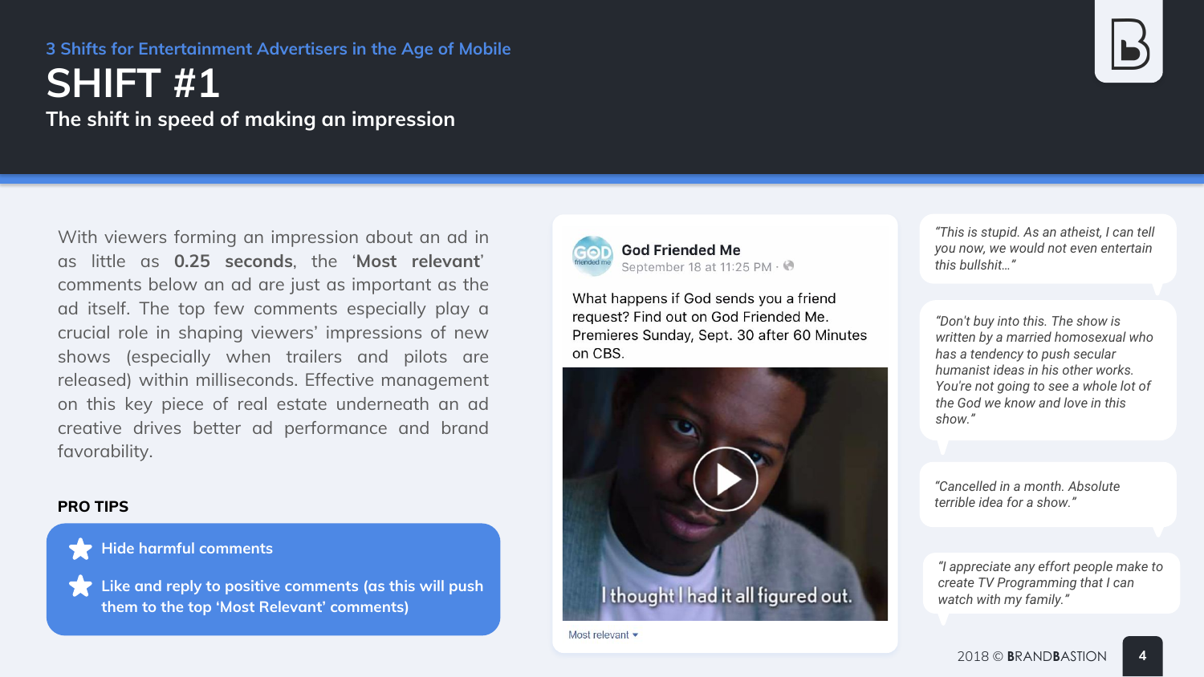3 Shifts for Entertainment Advertisers in the Age of Mobile

# SHIFT #1

## The shift in speed of making an impression

With viewers forming an impression about an ad in as little as **0.25 seconds**, the '**Most relevant**' comments below an ad are just as important as the ad itself. The top few comments especially play a crucial role in shaping viewers' impressions of new shows (especially when trailers and pilots are released) within milliseconds. Effective management on this key piece of real estate underneath an ad creative drives better ad performance and brand favorability.

**PRO TIPS**

- Hide harmful comments
- Like and reply to positive comments (as this will push them to the top 'Most Relevant' comments)

**God Friended Me**
September 18 at 11:25 PM

What happens if God sends you a friend request? Find out on God Friended Me. Premieres Sunday, Sept. 30 after 60 Minutes on CBS.

I thought I had it all figured out.

Most relevant

*"This is stupid. As an atheist, I can tell you now, we would not even entertain this bullshit..."*

*"Don't buy into this. The show is written by a married homosexual who has a tendency to push secular humanist ideas in his other works. You're not going to see a whole lot of the God we know and love in this show."*

*"Cancelled in a month. Absolute terrible idea for a show."*

*"I appreciate any effort people make to create TV Programming that I can watch with my family."*

2018 © BRANDBASTION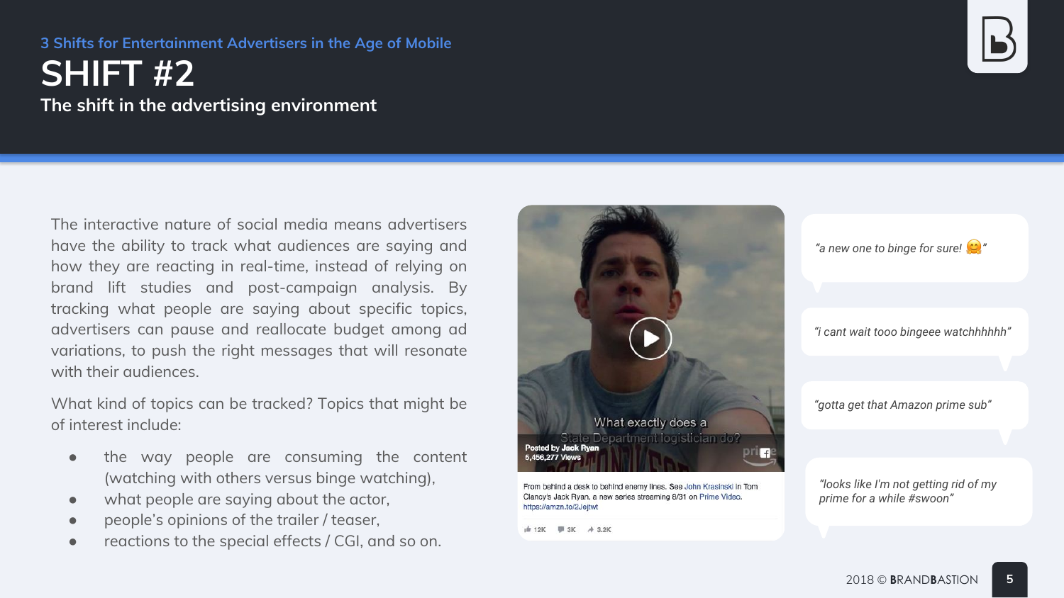3 Shifts for Entertainment Advertisers in the Age of Mobile

# SHIFT #2

## The shift in the advertising environment

The interactive nature of social media means advertisers have the ability to track what audiences are saying and how they are reacting in real-time, instead of relying on brand lift studies and post-campaign analysis. By tracking what people are saying about specific topics, advertisers can pause and reallocate budget among ad variations, to push the right messages that will resonate with their audiences.

What kind of topics can be tracked? Topics that might be of interest include:

- the way people are consuming the content (watching with others versus binge watching),
- what people are saying about the actor,
- people's opinions of the trailer / teaser,
- reactions to the special effects / CGI, and so on.

Posted by Jack Ryan
5,456,277 Views

What exactly does a State Department logistician do?

From behind a desk to behind enemy lines. See John Krasinski in Tom Clancy's Jack Ryan, a new series streaming 8/31 on Prime Video. https://amzn.to/2Jejtwt

12K 3K 3.2K

*"a new one to binge for sure! 🤗"*

*"i cant wait tooo bingeee watchhhhhh"*

*"gotta get that Amazon prime sub"*

*"looks like I'm not getting rid of my prime for a while #swoon"*

2018 © BRANDBASTION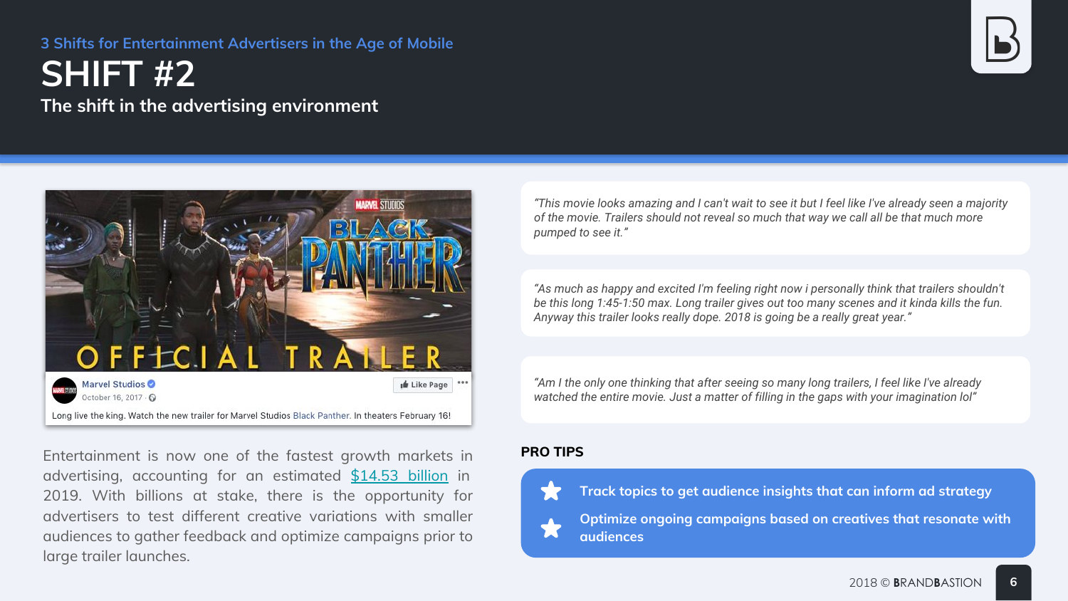3 Shifts for Entertainment Advertisers in the Age of Mobile

# SHIFT #2

## The shift in the advertising environment

Marvel Studios
October 16, 2017

Long live the king. Watch the new trailer for Marvel Studios Black Panther. In theaters February 16!

Entertainment is now one of the fastest growth markets in advertising, accounting for an estimated [$14.53 billion] in 2019. With billions at stake, there is the opportunity for advertisers to test different creative variations with smaller audiences to gather feedback and optimize campaigns prior to large trailer launches.

*"This movie looks amazing and I can't wait to see it but I feel like I've already seen a majority of the movie. Trailers should not reveal so much that way we call all be that much more pumped to see it."*

*"As much as happy and excited I'm feeling right now i personally think that trailers shouldn't be this long 1:45-1:50 max. Long trailer gives out too many scenes and it kinda kills the fun. Anyway this trailer looks really dope. 2018 is going be a really great year."*

*"Am I the only one thinking that after seeing so many long trailers, I feel like I've already watched the entire movie. Just a matter of filling in the gaps with your imagination lol"*

**PRO TIPS**

- **Track topics to get audience insights that can inform ad strategy**
- **Optimize ongoing campaigns based on creatives that resonate with audiences**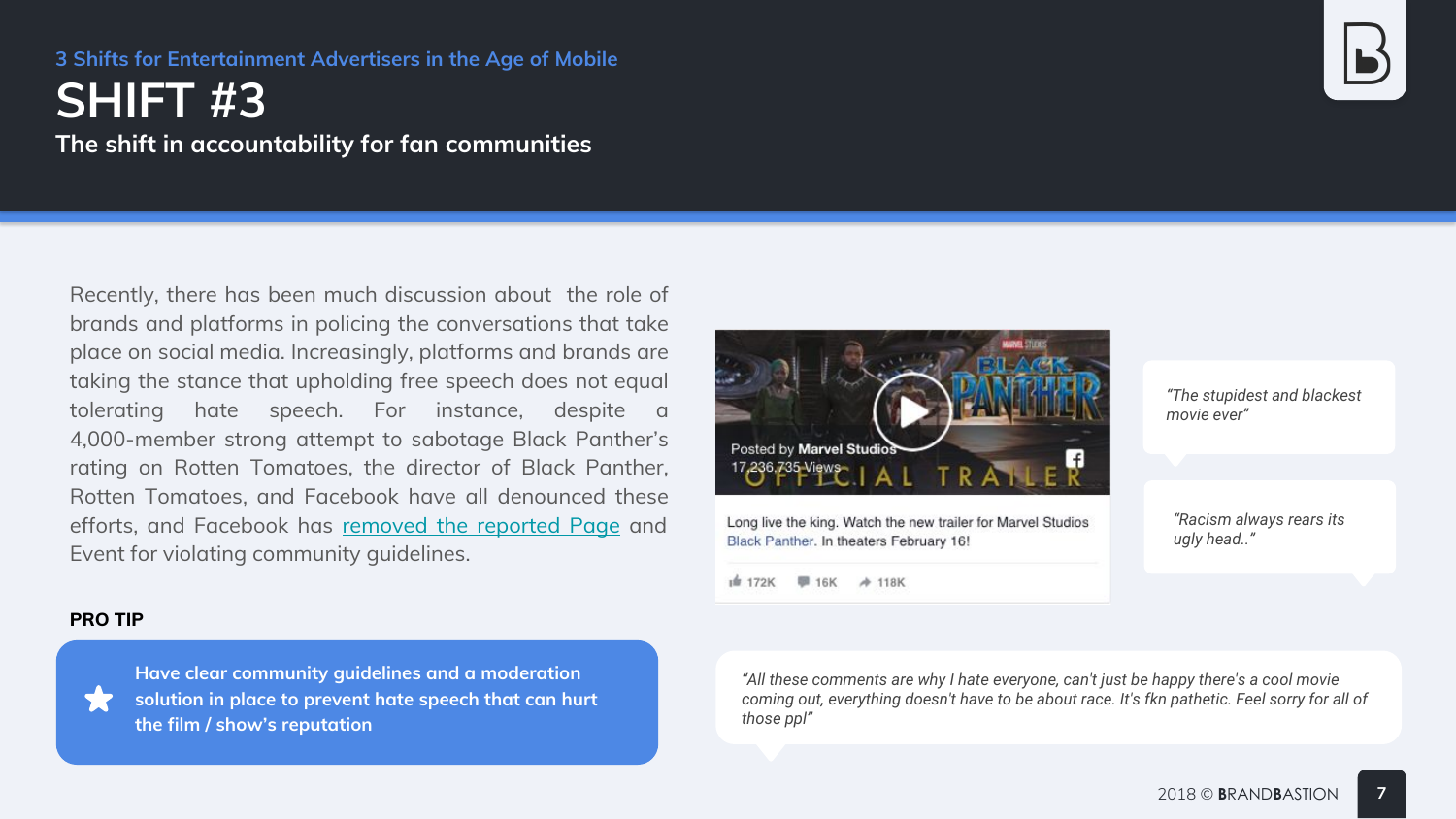3 Shifts for Entertainment Advertisers in the Age of Mobile

# SHIFT #3

## The shift in accountability for fan communities

Recently, there has been much discussion about the role of brands and platforms in policing the conversations that take place on social media. Increasingly, platforms and brands are taking the stance that upholding free speech does not equal tolerating hate speech. For instance, despite a 4,000-member strong attempt to sabotage Black Panther's rating on Rotten Tomatoes, the director of Black Panther, Rotten Tomatoes, and Facebook have all denounced these efforts, and Facebook has removed the reported Page and Event for violating community guidelines.

**PRO TIP**

**Have clear community guidelines and a moderation solution in place to prevent hate speech that can hurt the film / show's reputation**

Posted by **Marvel Studios**
17,236,735 Views

Long live the king. Watch the new trailer for Marvel Studios Black Panther. In theaters February 16!

172K 16K 118K

*"The stupidest and blackest movie ever"*

*"Racism always rears its ugly head.."*

*"All these comments are why I hate everyone, can't just be happy there's a cool movie coming out, everything doesn't have to be about race. It's fkn pathetic. Feel sorry for all of those ppl"*

2018 © BRANDBASTION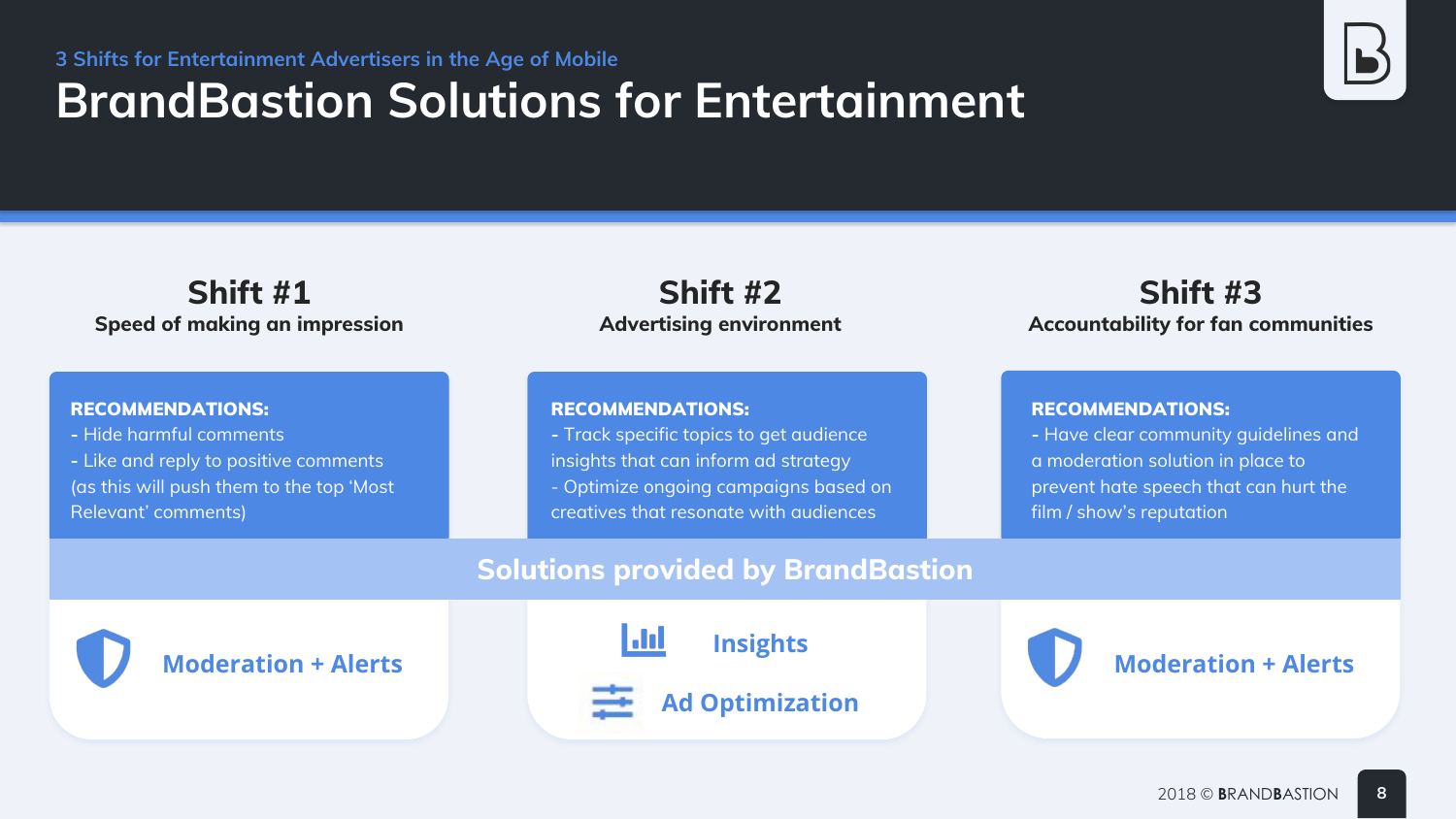3 Shifts for Entertainment Advertisers in the Age of Mobile

# BrandBastion Solutions for Entertainment

## Shift #1

**Speed of making an impression**

**RECOMMENDATIONS:**
- Hide harmful comments
- Like and reply to positive comments (as this will push them to the top 'Most Relevant' comments)

## Shift #2

**Advertising environment**

**RECOMMENDATIONS:**
- Track specific topics to get audience insights that can inform ad strategy
- Optimize ongoing campaigns based on creatives that resonate with audiences

## Shift #3

**Accountability for fan communities**

**RECOMMENDATIONS:**
- Have clear community guidelines and a moderation solution in place to prevent hate speech that can hurt the film / show's reputation

### Solutions provided by BrandBastion

- Shift #1: **Moderation + Alerts**
- Shift #2: **Insights**, **Ad Optimization**
- Shift #3: **Moderation + Alerts**

2018 © BRANDBASTION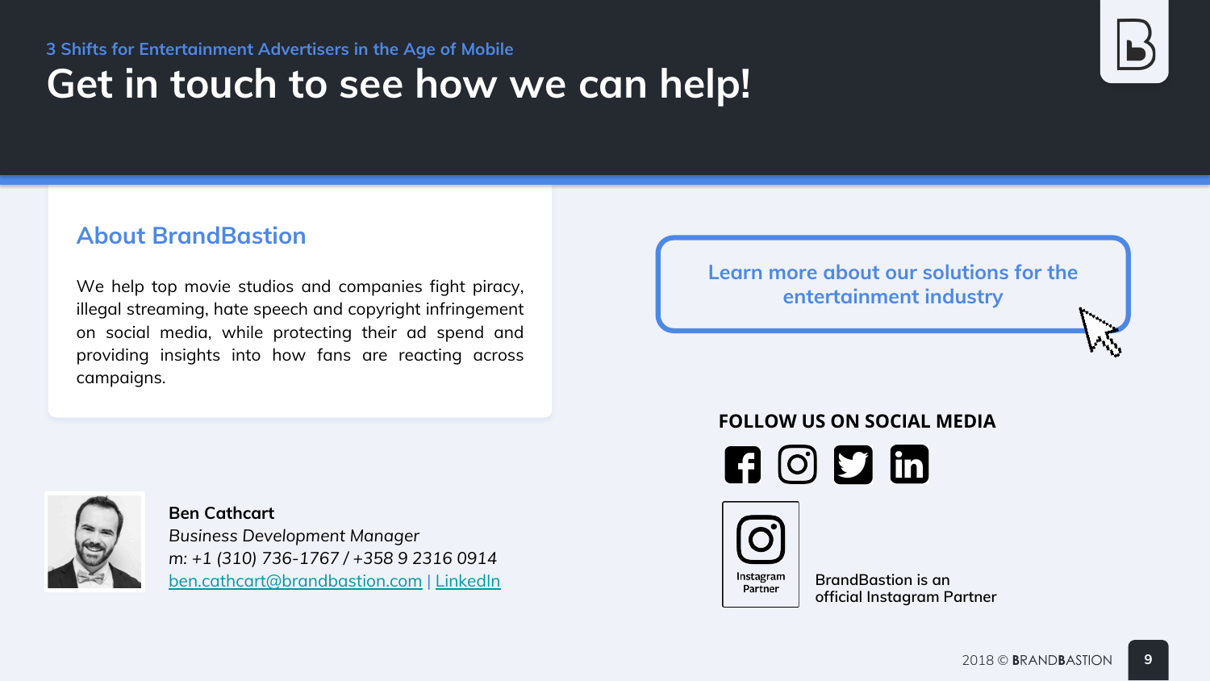3 Shifts for Entertainment Advertisers in the Age of Mobile

# Get in touch to see how we can help!

## About BrandBastion

We help top movie studios and companies fight piracy, illegal streaming, hate speech and copyright infringement on social media, while protecting their ad spend and providing insights into how fans are reacting across campaigns.

Learn more about our solutions for the entertainment industry

**FOLLOW US ON SOCIAL MEDIA**

**Ben Cathcart**
*Business Development Manager*
*m: +1 (310) 736-1767 / +358 9 2316 0914*
ben.cathcart@brandbastion.com | LinkedIn

Instagram Partner

BrandBastion is an official Instagram Partner

2018 © BRANDBASTION